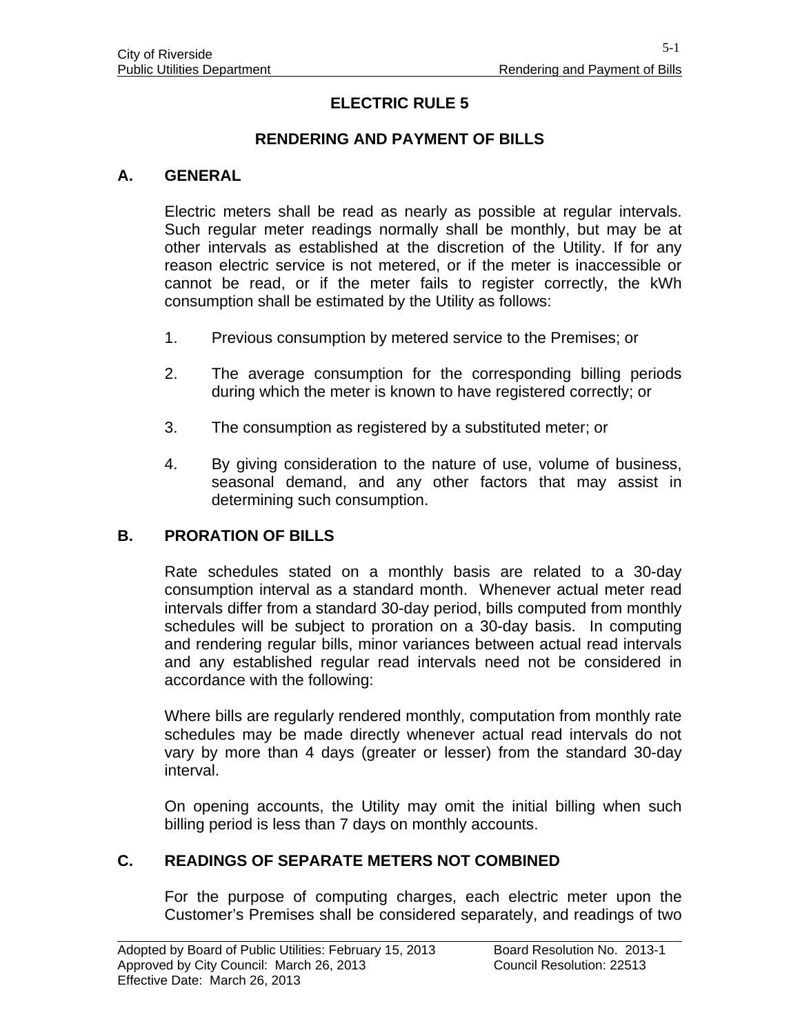# ELECTRIC RULE 5

## RENDERING AND PAYMENT OF BILLS

### A. GENERAL

Electric meters shall be read as nearly as possible at regular intervals. Such regular meter readings normally shall be monthly, but may be at other intervals as established at the discretion of the Utility. If for any reason electric service is not metered, or if the meter is inaccessible or cannot be read, or if the meter fails to register correctly, the kWh consumption shall be estimated by the Utility as follows:

1. Previous consumption by metered service to the Premises; or

2. The average consumption for the corresponding billing periods during which the meter is known to have registered correctly; or

3. The consumption as registered by a substituted meter; or

4. By giving consideration to the nature of use, volume of business, seasonal demand, and any other factors that may assist in determining such consumption.

### B. PRORATION OF BILLS

Rate schedules stated on a monthly basis are related to a 30-day consumption interval as a standard month. Whenever actual meter read intervals differ from a standard 30-day period, bills computed from monthly schedules will be subject to proration on a 30-day basis. In computing and rendering regular bills, minor variances between actual read intervals and any established regular read intervals need not be considered in accordance with the following:

Where bills are regularly rendered monthly, computation from monthly rate schedules may be made directly whenever actual read intervals do not vary by more than 4 days (greater or lesser) from the standard 30-day interval.

On opening accounts, the Utility may omit the initial billing when such billing period is less than 7 days on monthly accounts.

### C. READINGS OF SEPARATE METERS NOT COMBINED

For the purpose of computing charges, each electric meter upon the Customer's Premises shall be considered separately, and readings of two

Adopted by Board of Public Utilities: February 15, 2013 Board Resolution No. 2013-1
Approved by City Council: March 26, 2013 Council Resolution: 22513
Effective Date: March 26, 2013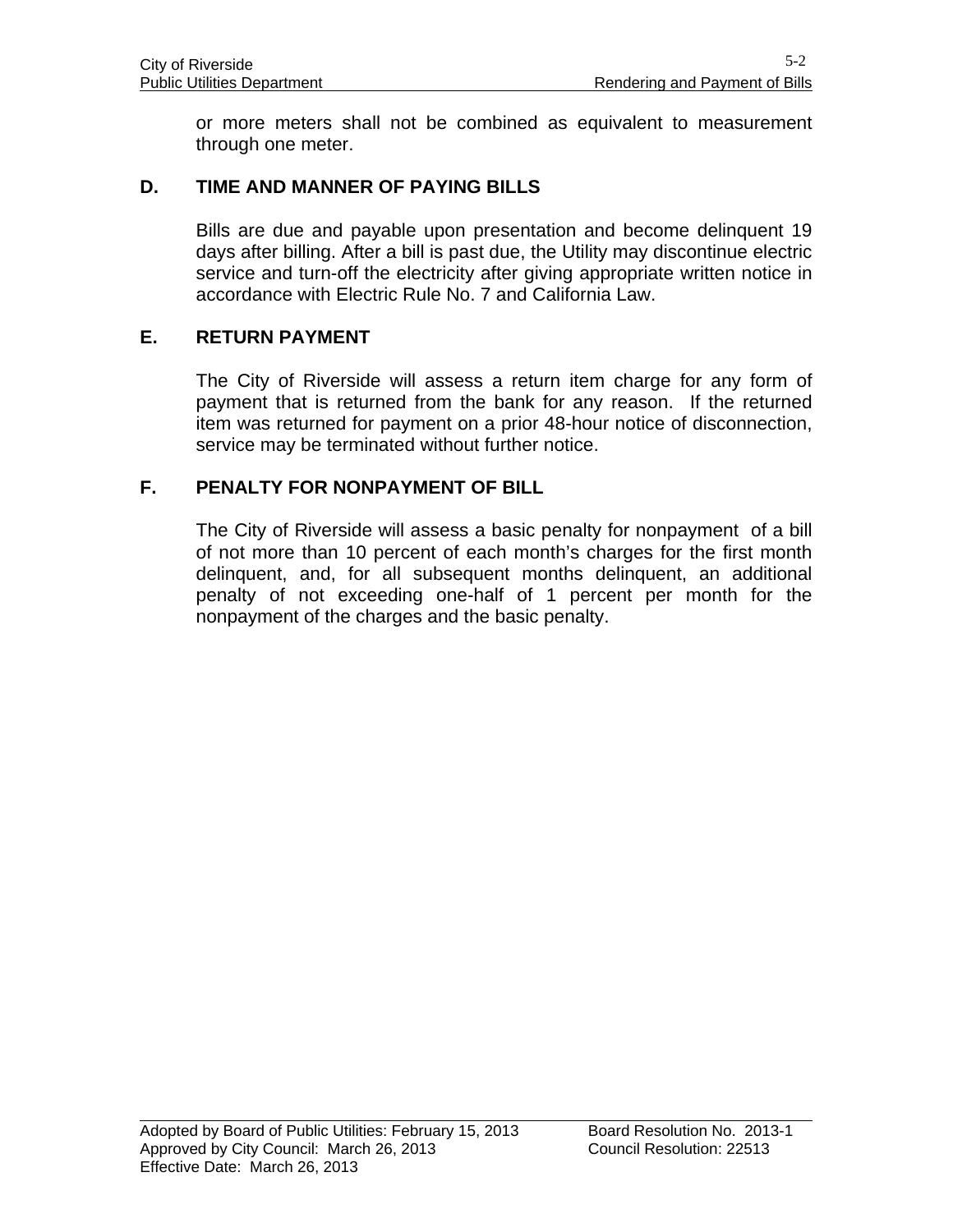or more meters shall not be combined as equivalent to measurement through one meter.

## D. TIME AND MANNER OF PAYING BILLS

Bills are due and payable upon presentation and become delinquent 19 days after billing. After a bill is past due, the Utility may discontinue electric service and turn-off the electricity after giving appropriate written notice in accordance with Electric Rule No. 7 and California Law.

## E. RETURN PAYMENT

The City of Riverside will assess a return item charge for any form of payment that is returned from the bank for any reason. If the returned item was returned for payment on a prior 48-hour notice of disconnection, service may be terminated without further notice.

## F. PENALTY FOR NONPAYMENT OF BILL

The City of Riverside will assess a basic penalty for nonpayment of a bill of not more than 10 percent of each month's charges for the first month delinquent, and, for all subsequent months delinquent, an additional penalty of not exceeding one-half of 1 percent per month for the nonpayment of the charges and the basic penalty.